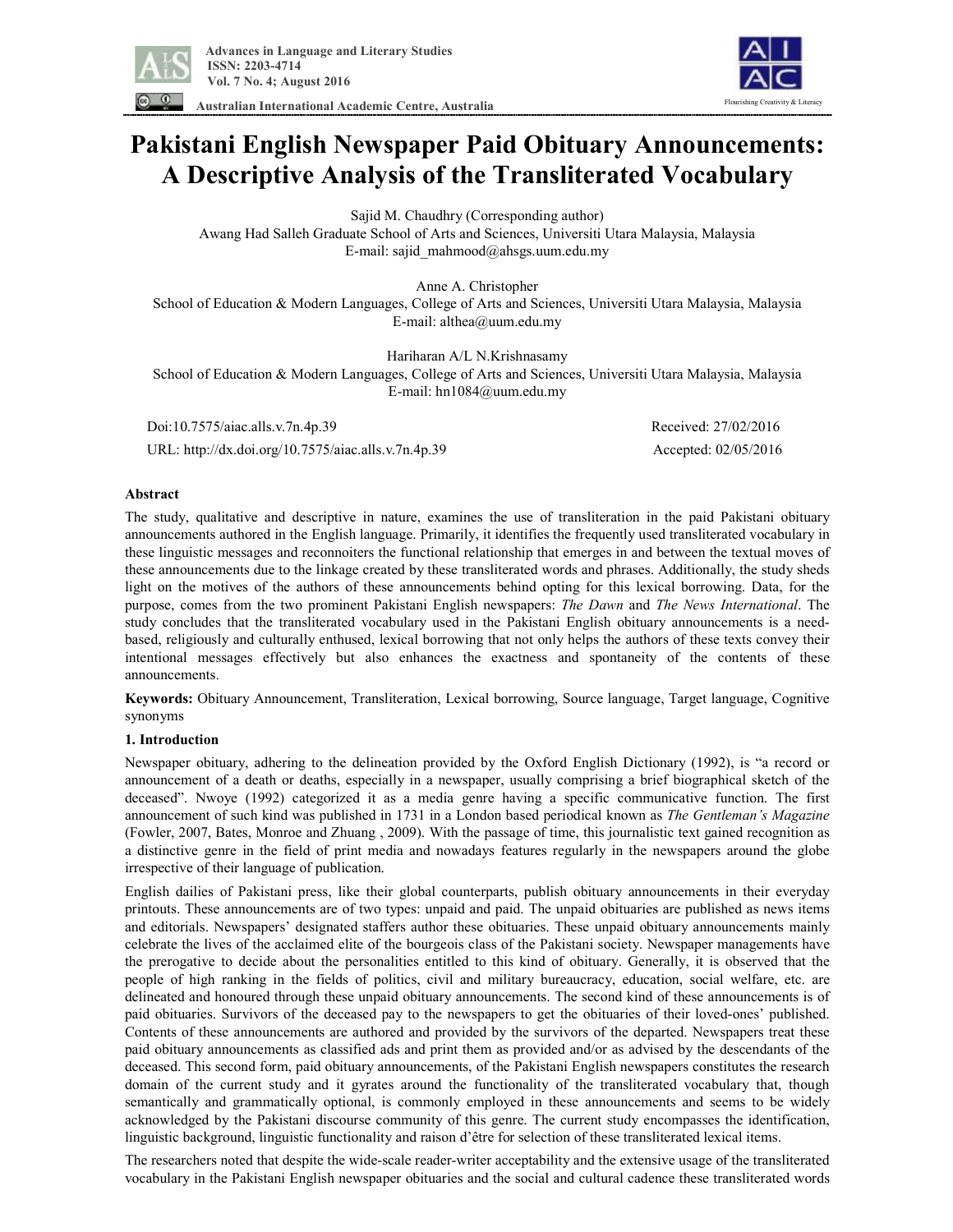# Pakistani English Newspaper Paid Obituary Announcements: A Descriptive Analysis of the Transliterated Vocabulary

Sajid M. Chaudhry (Corresponding author)
Awang Had Salleh Graduate School of Arts and Sciences, Universiti Utara Malaysia, Malaysia
E-mail: sajid_mahmood@ahsgs.uum.edu.my

Anne A. Christopher
School of Education & Modern Languages, College of Arts and Sciences, Universiti Utara Malaysia, Malaysia
E-mail: althea@uum.edu.my

Hariharan A/L N.Krishnasamy
School of Education & Modern Languages, College of Arts and Sciences, Universiti Utara Malaysia, Malaysia
E-mail: hn1084@uum.edu.my

Doi:10.7575/aiac.alls.v.7n.4p.39 Received: 27/02/2016
URL: http://dx.doi.org/10.7575/aiac.alls.v.7n.4p.39 Accepted: 02/05/2016

## Abstract

The study, qualitative and descriptive in nature, examines the use of transliteration in the paid Pakistani obituary announcements authored in the English language. Primarily, it identifies the frequently used transliterated vocabulary in these linguistic messages and reconnoiters the functional relationship that emerges in and between the textual moves of these announcements due to the linkage created by these transliterated words and phrases. Additionally, the study sheds light on the motives of the authors of these announcements behind opting for this lexical borrowing. Data, for the purpose, comes from the two prominent Pakistani English newspapers: *The Dawn* and *The News International*. The study concludes that the transliterated vocabulary used in the Pakistani English obituary announcements is a need-based, religiously and culturally enthused, lexical borrowing that not only helps the authors of these texts convey their intentional messages effectively but also enhances the exactness and spontaneity of the contents of these announcements.

**Keywords:** Obituary Announcement, Transliteration, Lexical borrowing, Source language, Target language, Cognitive synonyms

## 1. Introduction

Newspaper obituary, adhering to the delineation provided by the Oxford English Dictionary (1992), is "a record or announcement of a death or deaths, especially in a newspaper, usually comprising a brief biographical sketch of the deceased". Nwoye (1992) categorized it as a media genre having a specific communicative function. The first announcement of such kind was published in 1731 in a London based periodical known as *The Gentleman's Magazine* (Fowler, 2007, Bates, Monroe and Zhuang , 2009). With the passage of time, this journalistic text gained recognition as a distinctive genre in the field of print media and nowadays features regularly in the newspapers around the globe irrespective of their language of publication.

English dailies of Pakistani press, like their global counterparts, publish obituary announcements in their everyday printouts. These announcements are of two types: unpaid and paid. The unpaid obituaries are published as news items and editorials. Newspapers' designated staffers author these obituaries. These unpaid obituary announcements mainly celebrate the lives of the acclaimed elite of the bourgeois class of the Pakistani society. Newspaper managements have the prerogative to decide about the personalities entitled to this kind of obituary. Generally, it is observed that the people of high ranking in the fields of politics, civil and military bureaucracy, education, social welfare, etc. are delineated and honoured through these unpaid obituary announcements. The second kind of these announcements is of paid obituaries. Survivors of the deceased pay to the newspapers to get the obituaries of their loved-ones' published. Contents of these announcements are authored and provided by the survivors of the departed. Newspapers treat these paid obituary announcements as classified ads and print them as provided and/or as advised by the descendants of the deceased. This second form, paid obituary announcements, of the Pakistani English newspapers constitutes the research domain of the current study and it gyrates around the functionality of the transliterated vocabulary that, though semantically and grammatically optional, is commonly employed in these announcements and seems to be widely acknowledged by the Pakistani discourse community of this genre. The current study encompasses the identification, linguistic background, linguistic functionality and raison d'être for selection of these transliterated lexical items.

The researchers noted that despite the wide-scale reader-writer acceptability and the extensive usage of the transliterated vocabulary in the Pakistani English newspaper obituaries and the social and cultural cadence these transliterated words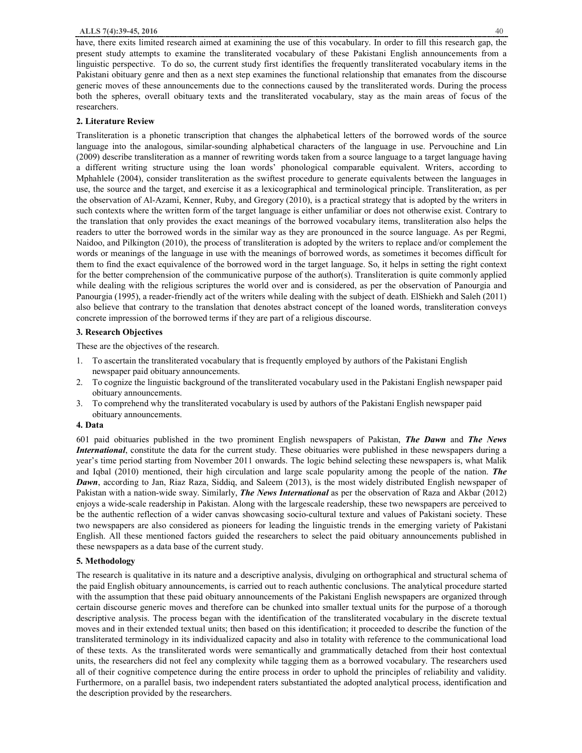have, there exits limited research aimed at examining the use of this vocabulary. In order to fill this research gap, the present study attempts to examine the transliterated vocabulary of these Pakistani English announcements from a linguistic perspective. To do so, the current study first identifies the frequently transliterated vocabulary items in the Pakistani obituary genre and then as a next step examines the functional relationship that emanates from the discourse generic moves of these announcements due to the connections caused by the transliterated words. During the process both the spheres, overall obituary texts and the transliterated vocabulary, stay as the main areas of focus of the researchers.

## 2. Literature Review

Transliteration is a phonetic transcription that changes the alphabetical letters of the borrowed words of the source language into the analogous, similar-sounding alphabetical characters of the language in use. Pervouchine and Lin (2009) describe transliteration as a manner of rewriting words taken from a source language to a target language having a different writing structure using the loan words' phonological comparable equivalent. Writers, according to Mphahlele (2004), consider transliteration as the swiftest procedure to generate equivalents between the languages in use, the source and the target, and exercise it as a lexicographical and terminological principle. Transliteration, as per the observation of Al-Azami, Kenner, Ruby, and Gregory (2010), is a practical strategy that is adopted by the writers in such contexts where the written form of the target language is either unfamiliar or does not otherwise exist. Contrary to the translation that only provides the exact meanings of the borrowed vocabulary items, transliteration also helps the readers to utter the borrowed words in the similar way as they are pronounced in the source language. As per Regmi, Naidoo, and Pilkington (2010), the process of transliteration is adopted by the writers to replace and/or complement the words or meanings of the language in use with the meanings of borrowed words, as sometimes it becomes difficult for them to find the exact equivalence of the borrowed word in the target language. So, it helps in setting the right context for the better comprehension of the communicative purpose of the author(s). Transliteration is quite commonly applied while dealing with the religious scriptures the world over and is considered, as per the observation of Panourgia and Panourgia (1995), a reader-friendly act of the writers while dealing with the subject of death. ElShiekh and Saleh (2011) also believe that contrary to the translation that denotes abstract concept of the loaned words, transliteration conveys concrete impression of the borrowed terms if they are part of a religious discourse.

## 3. Research Objectives

These are the objectives of the research.

1. To ascertain the transliterated vocabulary that is frequently employed by authors of the Pakistani English newspaper paid obituary announcements.
2. To cognize the linguistic background of the transliterated vocabulary used in the Pakistani English newspaper paid obituary announcements.
3. To comprehend why the transliterated vocabulary is used by authors of the Pakistani English newspaper paid obituary announcements.

## 4. Data

601 paid obituaries published in the two prominent English newspapers of Pakistan, ***The Dawn*** and ***The News International***, constitute the data for the current study. These obituaries were published in these newspapers during a year's time period starting from November 2011 onwards. The logic behind selecting these newspapers is, what Malik and Iqbal (2010) mentioned, their high circulation and large scale popularity among the people of the nation. ***The Dawn***, according to Jan, Riaz Raza, Siddiq, and Saleem (2013), is the most widely distributed English newspaper of Pakistan with a nation-wide sway. Similarly, ***The News International*** as per the observation of Raza and Akbar (2012) enjoys a wide-scale readership in Pakistan. Along with the largescale readership, these two newspapers are perceived to be the authentic reflection of a wider canvas showcasing socio-cultural texture and values of Pakistani society. These two newspapers are also considered as pioneers for leading the linguistic trends in the emerging variety of Pakistani English. All these mentioned factors guided the researchers to select the paid obituary announcements published in these newspapers as a data base of the current study.

## 5. Methodology

The research is qualitative in its nature and a descriptive analysis, divulging on orthographical and structural schema of the paid English obituary announcements, is carried out to reach authentic conclusions. The analytical procedure started with the assumption that these paid obituary announcements of the Pakistani English newspapers are organized through certain discourse generic moves and therefore can be chunked into smaller textual units for the purpose of a thorough descriptive analysis. The process began with the identification of the transliterated vocabulary in the discrete textual moves and in their extended textual units; then based on this identification; it proceeded to describe the function of the transliterated terminology in its individualized capacity and also in totality with reference to the communicational load of these texts. As the transliterated words were semantically and grammatically detached from their host contextual units, the researchers did not feel any complexity while tagging them as a borrowed vocabulary. The researchers used all of their cognitive competence during the entire process in order to uphold the principles of reliability and validity. Furthermore, on a parallel basis, two independent raters substantiated the adopted analytical process, identification and the description provided by the researchers.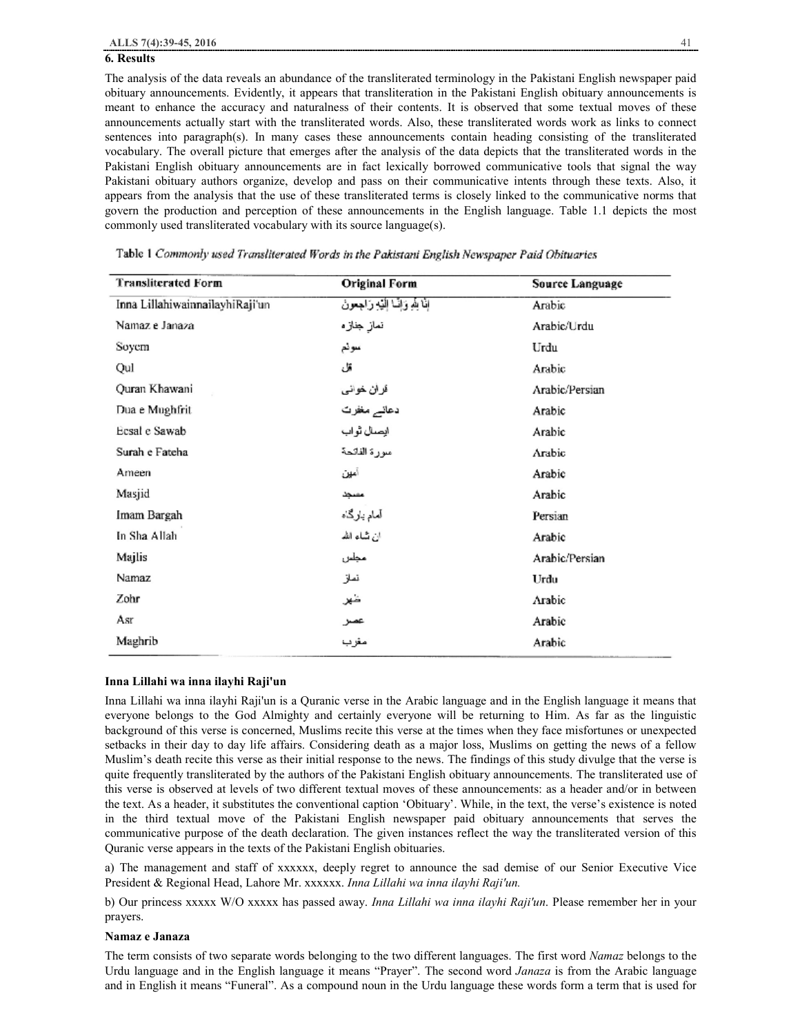## 6. Results

The analysis of the data reveals an abundance of the transliterated terminology in the Pakistani English newspaper paid obituary announcements. Evidently, it appears that transliteration in the Pakistani English obituary announcements is meant to enhance the accuracy and naturalness of their contents. It is observed that some textual moves of these announcements actually start with the transliterated words. Also, these transliterated words work as links to connect sentences into paragraph(s). In many cases these announcements contain heading consisting of the transliterated vocabulary. The overall picture that emerges after the analysis of the data depicts that the transliterated words in the Pakistani English obituary announcements are in fact lexically borrowed communicative tools that signal the way Pakistani obituary authors organize, develop and pass on their communicative intents through these texts. Also, it appears from the analysis that the use of these transliterated terms is closely linked to the communicative norms that govern the production and perception of these announcements in the English language. Table 1.1 depicts the most commonly used transliterated vocabulary with its source language(s).

Table 1 *Commonly used Transliterated Words in the Pakistani English Newspaper Paid Obituaries*

| Transliterated Form | Original Form | Source Language |
|---|---|---|
| Inna LillahiwainnailayhiRaji'un | إنا لله وإنا إليه راجعون | Arabic |
| Namaz e Janaza | نمازِ جنازہ | Arabic/Urdu |
| Soyem | سوئم | Urdu |
| Qul | قل | Arabic |
| Quran Khawani | قران خوانی | Arabic/Persian |
| Dua e Mughfrit | دعائے مغفرت | Arabic |
| Eesal e Sawab | ایصال ثواب | Arabic |
| Surah e Fateha | سورة الفاتحة | Arabic |
| Ameen | آمین | Arabic |
| Masjid | مسجد | Arabic |
| Imam Bargah | امام بارگاہ | Persian |
| In Sha Allah | ان شاء الله | Arabic |
| Majlis | مجلس | Arabic/Persian |
| Namaz | نماز | Urdu |
| Zohr | ظہر | Arabic |
| Asr | عصر | Arabic |
| Maghrib | مغرب | Arabic |

**Inna Lillahi wa inna ilayhi Raji'un**

Inna Lillahi wa inna ilayhi Raji'un is a Quranic verse in the Arabic language and in the English language it means that everyone belongs to the God Almighty and certainly everyone will be returning to Him. As far as the linguistic background of this verse is concerned, Muslims recite this verse at the times when they face misfortunes or unexpected setbacks in their day to day life affairs. Considering death as a major loss, Muslims on getting the news of a fellow Muslim's death recite this verse as their initial response to the news. The findings of this study divulge that the verse is quite frequently transliterated by the authors of the Pakistani English obituary announcements. The transliterated use of this verse is observed at levels of two different textual moves of these announcements: as a header and/or in between the text. As a header, it substitutes the conventional caption 'Obituary'. While, in the text, the verse's existence is noted in the third textual move of the Pakistani English newspaper paid obituary announcements that serves the communicative purpose of the death declaration. The given instances reflect the way the transliterated version of this Quranic verse appears in the texts of the Pakistani English obituaries.

a) The management and staff of xxxxxx, deeply regret to announce the sad demise of our Senior Executive Vice President & Regional Head, Lahore Mr. xxxxxx. *Inna Lillahi wa inna ilayhi Raji'un.*

b) Our princess xxxxx W/O xxxxx has passed away. *Inna Lillahi wa inna ilayhi Raji'un*. Please remember her in your prayers.

**Namaz e Janaza**

The term consists of two separate words belonging to the two different languages. The first word *Namaz* belongs to the Urdu language and in the English language it means "Prayer". The second word *Janaza* is from the Arabic language and in English it means "Funeral". As a compound noun in the Urdu language these words form a term that is used for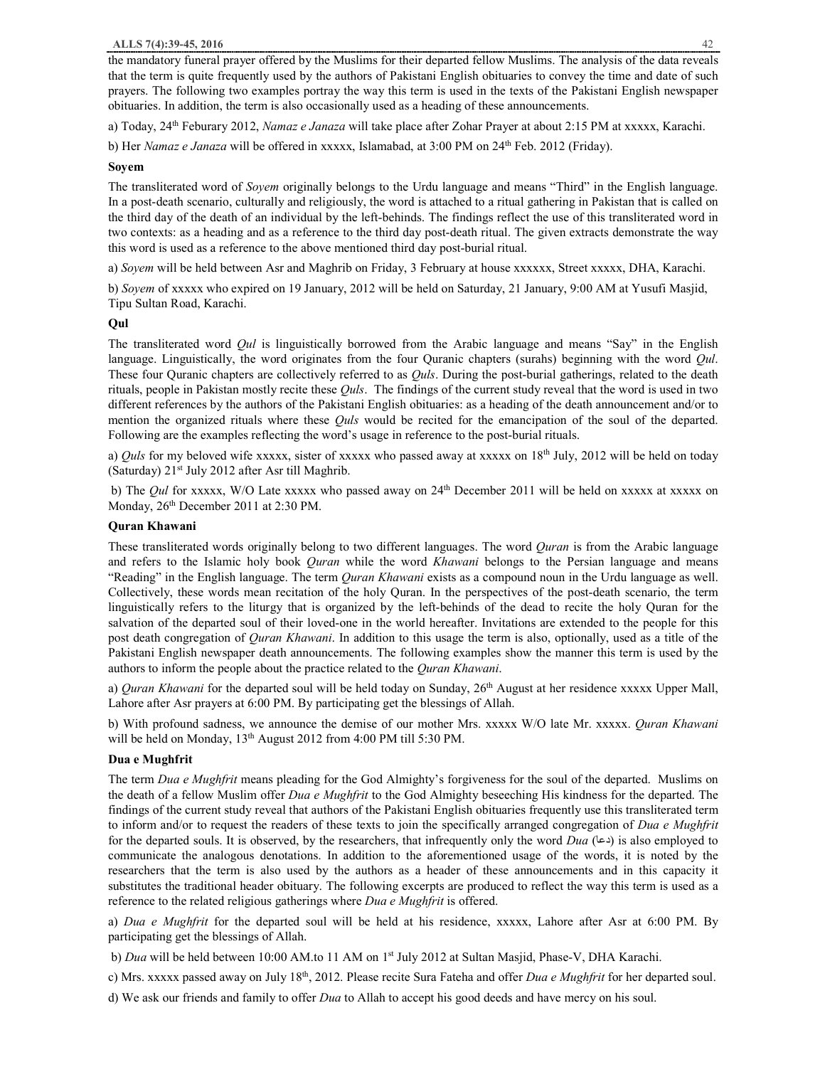the mandatory funeral prayer offered by the Muslims for their departed fellow Muslims. The analysis of the data reveals that the term is quite frequently used by the authors of Pakistani English obituaries to convey the time and date of such prayers. The following two examples portray the way this term is used in the texts of the Pakistani English newspaper obituaries. In addition, the term is also occasionally used as a heading of these announcements.

a) Today, 24th Feburary 2012, *Namaz e Janaza* will take place after Zohar Prayer at about 2:15 PM at xxxxx, Karachi.

b) Her *Namaz e Janaza* will be offered in xxxxx, Islamabad, at 3:00 PM on 24th Feb. 2012 (Friday).

**Soyem**

The transliterated word of *Soyem* originally belongs to the Urdu language and means "Third" in the English language. In a post-death scenario, culturally and religiously, the word is attached to a ritual gathering in Pakistan that is called on the third day of the death of an individual by the left-behinds. The findings reflect the use of this transliterated word in two contexts: as a heading and as a reference to the third day post-death ritual. The given extracts demonstrate the way this word is used as a reference to the above mentioned third day post-burial ritual.

a) *Soyem* will be held between Asr and Maghrib on Friday, 3 February at house xxxxxx, Street xxxxx, DHA, Karachi.

b) *Soyem* of xxxxx who expired on 19 January, 2012 will be held on Saturday, 21 January, 9:00 AM at Yusufi Masjid, Tipu Sultan Road, Karachi.

**Qul**

The transliterated word *Qul* is linguistically borrowed from the Arabic language and means "Say" in the English language. Linguistically, the word originates from the four Quranic chapters (surahs) beginning with the word *Qul*. These four Quranic chapters are collectively referred to as *Quls*. During the post-burial gatherings, related to the death rituals, people in Pakistan mostly recite these *Quls*. The findings of the current study reveal that the word is used in two different references by the authors of the Pakistani English obituaries: as a heading of the death announcement and/or to mention the organized rituals where these *Quls* would be recited for the emancipation of the soul of the departed. Following are the examples reflecting the word's usage in reference to the post-burial rituals.

a) *Quls* for my beloved wife xxxxx, sister of xxxxx who passed away at xxxxx on 18th July, 2012 will be held on today (Saturday) 21st July 2012 after Asr till Maghrib.

b) The *Qul* for xxxxx, W/O Late xxxxx who passed away on 24th December 2011 will be held on xxxxx at xxxxx on Monday, 26th December 2011 at 2:30 PM.

**Quran Khawani**

These transliterated words originally belong to two different languages. The word *Quran* is from the Arabic language and refers to the Islamic holy book *Quran* while the word *Khawani* belongs to the Persian language and means "Reading" in the English language. The term *Quran Khawani* exists as a compound noun in the Urdu language as well. Collectively, these words mean recitation of the holy Quran. In the perspectives of the post-death scenario, the term linguistically refers to the liturgy that is organized by the left-behinds of the dead to recite the holy Quran for the salvation of the departed soul of their loved-one in the world hereafter. Invitations are extended to the people for this post death congregation of *Quran Khawani*. In addition to this usage the term is also, optionally, used as a title of the Pakistani English newspaper death announcements. The following examples show the manner this term is used by the authors to inform the people about the practice related to the *Quran Khawani*.

a) *Quran Khawani* for the departed soul will be held today on Sunday, 26th August at her residence xxxxx Upper Mall, Lahore after Asr prayers at 6:00 PM. By participating get the blessings of Allah.

b) With profound sadness, we announce the demise of our mother Mrs. xxxxx W/O late Mr. xxxxx. *Quran Khawani* will be held on Monday, 13th August 2012 from 4:00 PM till 5:30 PM.

**Dua e Mughfrit**

The term *Dua e Mughfrit* means pleading for the God Almighty's forgiveness for the soul of the departed. Muslims on the death of a fellow Muslim offer *Dua e Mughfrit* to the God Almighty beseeching His kindness for the departed. The findings of the current study reveal that authors of the Pakistani English obituaries frequently use this transliterated term to inform and/or to request the readers of these texts to join the specifically arranged congregation of *Dua e Mughfrit* for the departed souls. It is observed, by the researchers, that infrequently only the word *Dua* (دعا) is also employed to communicate the analogous denotations. In addition to the aforementioned usage of the words, it is noted by the researchers that the term is also used by the authors as a header of these announcements and in this capacity it substitutes the traditional header obituary. The following excerpts are produced to reflect the way this term is used as a reference to the related religious gatherings where *Dua e Mughfrit* is offered.

a) *Dua e Mughfrit* for the departed soul will be held at his residence, xxxxx, Lahore after Asr at 6:00 PM. By participating get the blessings of Allah.

b) *Dua* will be held between 10:00 AM.to 11 AM on 1st July 2012 at Sultan Masjid, Phase-V, DHA Karachi.

c) Mrs. xxxxx passed away on July 18th, 2012. Please recite Sura Fateha and offer *Dua e Mughfrit* for her departed soul.

d) We ask our friends and family to offer *Dua* to Allah to accept his good deeds and have mercy on his soul.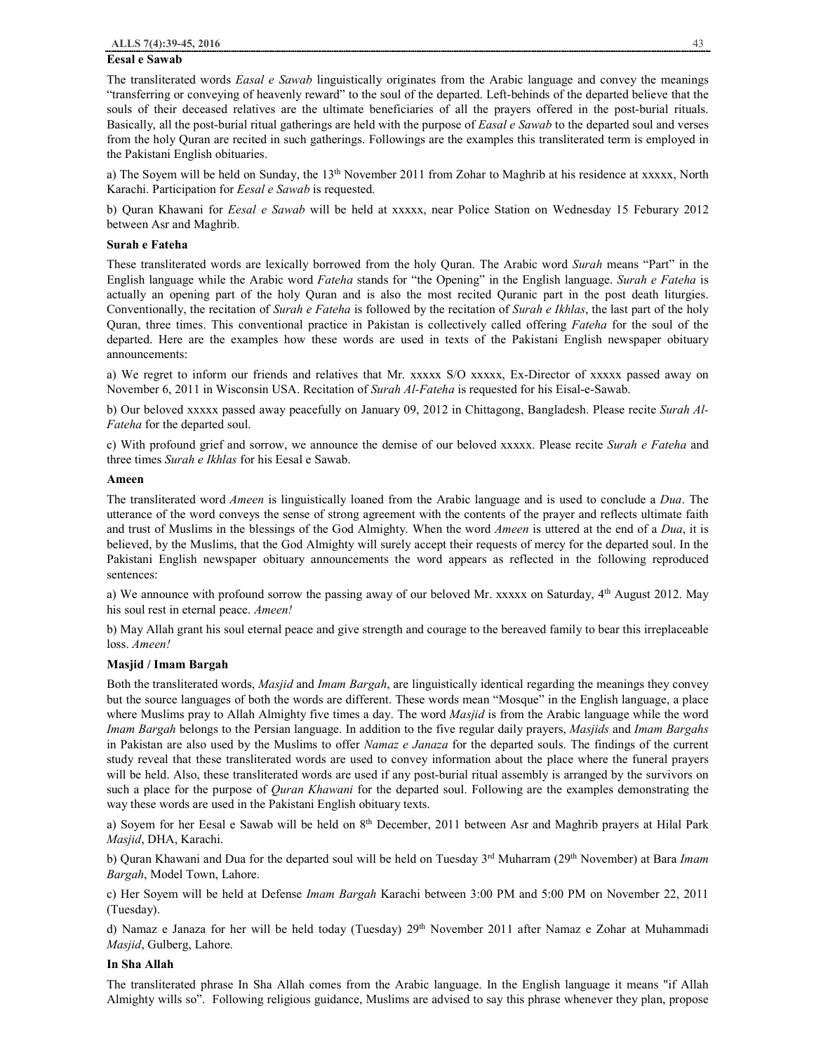### Eesal e Sawab

The transliterated words *Easal e Sawab* linguistically originates from the Arabic language and convey the meanings "transferring or conveying of heavenly reward" to the soul of the departed. Left-behinds of the departed believe that the souls of their deceased relatives are the ultimate beneficiaries of all the prayers offered in the post-burial rituals. Basically, all the post-burial ritual gatherings are held with the purpose of *Easal e Sawab* to the departed soul and verses from the holy Quran are recited in such gatherings. Followings are the examples this transliterated term is employed in the Pakistani English obituaries.

a) The Soyem will be held on Sunday, the 13th November 2011 from Zohar to Maghrib at his residence at xxxxx, North Karachi. Participation for *Eesal e Sawab* is requested.

b) Quran Khawani for *Eesal e Sawab* will be held at xxxxx, near Police Station on Wednesday 15 Feburary 2012 between Asr and Maghrib.

### Surah e Fateha

These transliterated words are lexically borrowed from the holy Quran. The Arabic word *Surah* means "Part" in the English language while the Arabic word *Fateha* stands for "the Opening" in the English language. *Surah e Fateha* is actually an opening part of the holy Quran and is also the most recited Quranic part in the post death liturgies. Conventionally, the recitation of *Surah e Fateha* is followed by the recitation of *Surah e Ikhlas*, the last part of the holy Quran, three times. This conventional practice in Pakistan is collectively called offering *Fateha* for the soul of the departed. Here are the examples how these words are used in texts of the Pakistani English newspaper obituary announcements:

a) We regret to inform our friends and relatives that Mr. xxxxx S/O xxxxx, Ex-Director of xxxxx passed away on November 6, 2011 in Wisconsin USA. Recitation of *Surah Al-Fateha* is requested for his Eisal-e-Sawab.

b) Our beloved xxxxx passed away peacefully on January 09, 2012 in Chittagong, Bangladesh. Please recite *Surah Al-Fateha* for the departed soul.

c) With profound grief and sorrow, we announce the demise of our beloved xxxxx. Please recite *Surah e Fateha* and three times *Surah e Ikhlas* for his Eesal e Sawab.

### Ameen

The transliterated word *Ameen* is linguistically loaned from the Arabic language and is used to conclude a *Dua*. The utterance of the word conveys the sense of strong agreement with the contents of the prayer and reflects ultimate faith and trust of Muslims in the blessings of the God Almighty. When the word *Ameen* is uttered at the end of a *Dua*, it is believed, by the Muslims, that the God Almighty will surely accept their requests of mercy for the departed soul. In the Pakistani English newspaper obituary announcements the word appears as reflected in the following reproduced sentences:

a) We announce with profound sorrow the passing away of our beloved Mr. xxxxx on Saturday, 4th August 2012. May his soul rest in eternal peace. *Ameen!*

b) May Allah grant his soul eternal peace and give strength and courage to the bereaved family to bear this irreplaceable loss. *Ameen!*

### Masjid / Imam Bargah

Both the transliterated words, *Masjid* and *Imam Bargah*, are linguistically identical regarding the meanings they convey but the source languages of both the words are different. These words mean "Mosque" in the English language, a place where Muslims pray to Allah Almighty five times a day. The word *Masjid* is from the Arabic language while the word *Imam Bargah* belongs to the Persian language. In addition to the five regular daily prayers, *Masjids* and *Imam Bargahs* in Pakistan are also used by the Muslims to offer *Namaz e Janaza* for the departed souls. The findings of the current study reveal that these transliterated words are used to convey information about the place where the funeral prayers will be held. Also, these transliterated words are used if any post-burial ritual assembly is arranged by the survivors on such a place for the purpose of *Quran Khawani* for the departed soul. Following are the examples demonstrating the way these words are used in the Pakistani English obituary texts.

a) Soyem for her Eesal e Sawab will be held on 8th December, 2011 between Asr and Maghrib prayers at Hilal Park *Masjid*, DHA, Karachi.

b) Quran Khawani and Dua for the departed soul will be held on Tuesday 3rd Muharram (29th November) at Bara *Imam Bargah*, Model Town, Lahore.

c) Her Soyem will be held at Defense *Imam Bargah* Karachi between 3:00 PM and 5:00 PM on November 22, 2011 (Tuesday).

d) Namaz e Janaza for her will be held today (Tuesday) 29th November 2011 after Namaz e Zohar at Muhammadi *Masjid*, Gulberg, Lahore.

### In Sha Allah

The transliterated phrase In Sha Allah comes from the Arabic language. In the English language it means "if Allah Almighty wills so". Following religious guidance, Muslims are advised to say this phrase whenever they plan, propose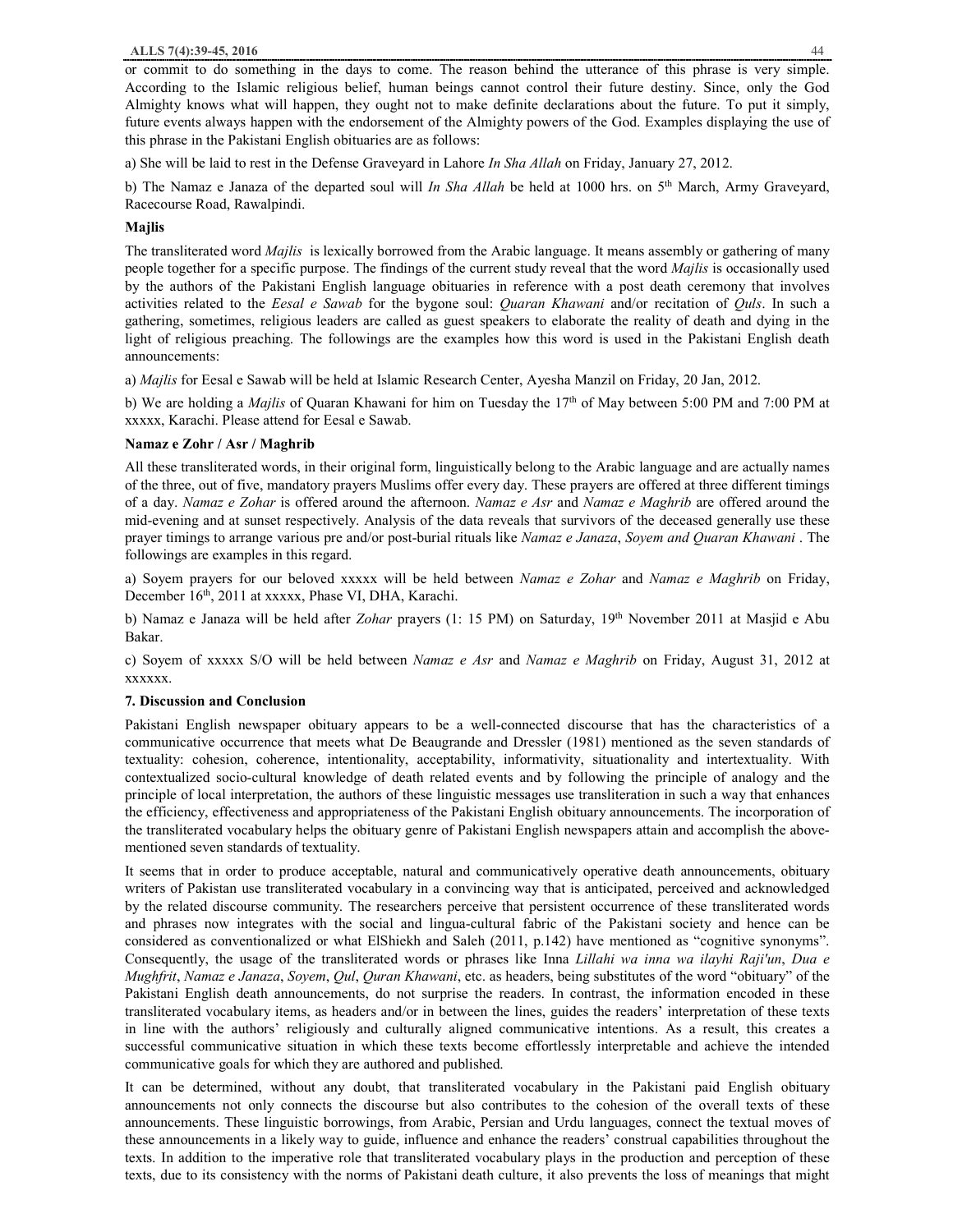or commit to do something in the days to come. The reason behind the utterance of this phrase is very simple. According to the Islamic religious belief, human beings cannot control their future destiny. Since, only the God Almighty knows what will happen, they ought not to make definite declarations about the future. To put it simply, future events always happen with the endorsement of the Almighty powers of the God. Examples displaying the use of this phrase in the Pakistani English obituaries are as follows:

a) She will be laid to rest in the Defense Graveyard in Lahore *In Sha Allah* on Friday, January 27, 2012.

b) The Namaz e Janaza of the departed soul will *In Sha Allah* be held at 1000 hrs. on 5th March, Army Graveyard, Racecourse Road, Rawalpindi.

**Majlis**

The transliterated word *Majlis* is lexically borrowed from the Arabic language. It means assembly or gathering of many people together for a specific purpose. The findings of the current study reveal that the word *Majlis* is occasionally used by the authors of the Pakistani English language obituaries in reference with a post death ceremony that involves activities related to the *Eesal e Sawab* for the bygone soul: *Quaran Khawani* and/or recitation of *Quls*. In such a gathering, sometimes, religious leaders are called as guest speakers to elaborate the reality of death and dying in the light of religious preaching. The followings are the examples how this word is used in the Pakistani English death announcements:

a) *Majlis* for Eesal e Sawab will be held at Islamic Research Center, Ayesha Manzil on Friday, 20 Jan, 2012.

b) We are holding a *Majlis* of Quaran Khawani for him on Tuesday the 17th of May between 5:00 PM and 7:00 PM at xxxxx, Karachi. Please attend for Eesal e Sawab.

**Namaz e Zohr / Asr / Maghrib**

All these transliterated words, in their original form, linguistically belong to the Arabic language and are actually names of the three, out of five, mandatory prayers Muslims offer every day. These prayers are offered at three different timings of a day. *Namaz e Zohar* is offered around the afternoon. *Namaz e Asr* and *Namaz e Maghrib* are offered around the mid-evening and at sunset respectively. Analysis of the data reveals that survivors of the deceased generally use these prayer timings to arrange various pre and/or post-burial rituals like *Namaz e Janaza*, *Soyem and Quaran Khawani* . The followings are examples in this regard.

a) Soyem prayers for our beloved xxxxx will be held between *Namaz e Zohar* and *Namaz e Maghrib* on Friday, December 16th, 2011 at xxxxx, Phase VI, DHA, Karachi.

b) Namaz e Janaza will be held after *Zohar* prayers (1: 15 PM) on Saturday, 19th November 2011 at Masjid e Abu Bakar.

c) Soyem of xxxxx S/O will be held between *Namaz e Asr* and *Namaz e Maghrib* on Friday, August 31, 2012 at xxxxxx.

**7. Discussion and Conclusion**

Pakistani English newspaper obituary appears to be a well-connected discourse that has the characteristics of a communicative occurrence that meets what De Beaugrande and Dressler (1981) mentioned as the seven standards of textuality: cohesion, coherence, intentionality, acceptability, informativity, situationality and intertextuality. With contextualized socio-cultural knowledge of death related events and by following the principle of analogy and the principle of local interpretation, the authors of these linguistic messages use transliteration in such a way that enhances the efficiency, effectiveness and appropriateness of the Pakistani English obituary announcements. The incorporation of the transliterated vocabulary helps the obituary genre of Pakistani English newspapers attain and accomplish the above-mentioned seven standards of textuality.

It seems that in order to produce acceptable, natural and communicatively operative death announcements, obituary writers of Pakistan use transliterated vocabulary in a convincing way that is anticipated, perceived and acknowledged by the related discourse community. The researchers perceive that persistent occurrence of these transliterated words and phrases now integrates with the social and lingua-cultural fabric of the Pakistani society and hence can be considered as conventionalized or what ElShiekh and Saleh (2011, p.142) have mentioned as "cognitive synonyms". Consequently, the usage of the transliterated words or phrases like Inna *Lillahi wa inna wa ilayhi Raji'un*, *Dua e Mughfrit*, *Namaz e Janaza*, *Soyem*, *Qul*, *Quran Khawani*, etc. as headers, being substitutes of the word "obituary" of the Pakistani English death announcements, do not surprise the readers. In contrast, the information encoded in these transliterated vocabulary items, as headers and/or in between the lines, guides the readers' interpretation of these texts in line with the authors' religiously and culturally aligned communicative intentions. As a result, this creates a successful communicative situation in which these texts become effortlessly interpretable and achieve the intended communicative goals for which they are authored and published.

It can be determined, without any doubt, that transliterated vocabulary in the Pakistani paid English obituary announcements not only connects the discourse but also contributes to the cohesion of the overall texts of these announcements. These linguistic borrowings, from Arabic, Persian and Urdu languages, connect the textual moves of these announcements in a likely way to guide, influence and enhance the readers' construal capabilities throughout the texts. In addition to the imperative role that transliterated vocabulary plays in the production and perception of these texts, due to its consistency with the norms of Pakistani death culture, it also prevents the loss of meanings that might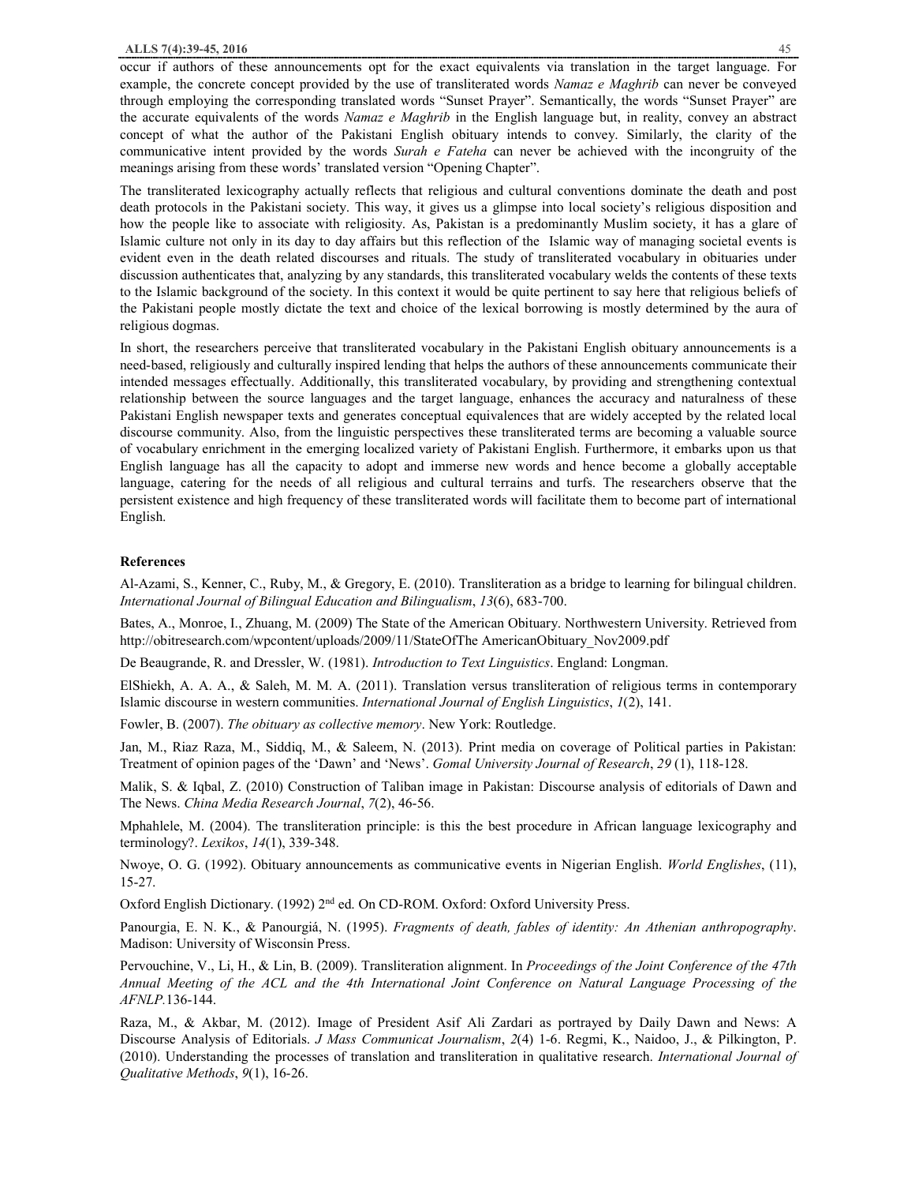occur if authors of these announcements opt for the exact equivalents via translation in the target language. For example, the concrete concept provided by the use of transliterated words *Namaz e Maghrib* can never be conveyed through employing the corresponding translated words "Sunset Prayer". Semantically, the words "Sunset Prayer" are the accurate equivalents of the words *Namaz e Maghrib* in the English language but, in reality, convey an abstract concept of what the author of the Pakistani English obituary intends to convey. Similarly, the clarity of the communicative intent provided by the words *Surah e Fateha* can never be achieved with the incongruity of the meanings arising from these words' translated version "Opening Chapter".

The transliterated lexicography actually reflects that religious and cultural conventions dominate the death and post death protocols in the Pakistani society. This way, it gives us a glimpse into local society's religious disposition and how the people like to associate with religiosity. As, Pakistan is a predominantly Muslim society, it has a glare of Islamic culture not only in its day to day affairs but this reflection of the Islamic way of managing societal events is evident even in the death related discourses and rituals. The study of transliterated vocabulary in obituaries under discussion authenticates that, analyzing by any standards, this transliterated vocabulary welds the contents of these texts to the Islamic background of the society. In this context it would be quite pertinent to say here that religious beliefs of the Pakistani people mostly dictate the text and choice of the lexical borrowing is mostly determined by the aura of religious dogmas.

In short, the researchers perceive that transliterated vocabulary in the Pakistani English obituary announcements is a need-based, religiously and culturally inspired lending that helps the authors of these announcements communicate their intended messages effectually. Additionally, this transliterated vocabulary, by providing and strengthening contextual relationship between the source languages and the target language, enhances the accuracy and naturalness of these Pakistani English newspaper texts and generates conceptual equivalences that are widely accepted by the related local discourse community. Also, from the linguistic perspectives these transliterated terms are becoming a valuable source of vocabulary enrichment in the emerging localized variety of Pakistani English. Furthermore, it embarks upon us that English language has all the capacity to adopt and immerse new words and hence become a globally acceptable language, catering for the needs of all religious and cultural terrains and turfs. The researchers observe that the persistent existence and high frequency of these transliterated words will facilitate them to become part of international English.

## References

Al-Azami, S., Kenner, C., Ruby, M., & Gregory, E. (2010). Transliteration as a bridge to learning for bilingual children. *International Journal of Bilingual Education and Bilingualism*, *13*(6), 683-700.

Bates, A., Monroe, I., Zhuang, M. (2009) The State of the American Obituary. Northwestern University. Retrieved from http://obitresearch.com/wpcontent/uploads/2009/11/StateOfThe AmericanObituary_Nov2009.pdf

De Beaugrande, R. and Dressler, W. (1981). *Introduction to Text Linguistics*. England: Longman.

ElShiekh, A. A. A., & Saleh, M. M. A. (2011). Translation versus transliteration of religious terms in contemporary Islamic discourse in western communities. *International Journal of English Linguistics*, *1*(2), 141.

Fowler, B. (2007). *The obituary as collective memory*. New York: Routledge.

Jan, M., Riaz Raza, M., Siddiq, M., & Saleem, N. (2013). Print media on coverage of Political parties in Pakistan: Treatment of opinion pages of the 'Dawn' and 'News'. *Gomal University Journal of Research*, *29* (1), 118-128.

Malik, S. & Iqbal, Z. (2010) Construction of Taliban image in Pakistan: Discourse analysis of editorials of Dawn and The News. *China Media Research Journal*, *7*(2), 46-56.

Mphahlele, M. (2004). The transliteration principle: is this the best procedure in African language lexicography and terminology?. *Lexikos*, *14*(1), 339-348.

Nwoye, O. G. (1992). Obituary announcements as communicative events in Nigerian English. *World Englishes*, (11), 15-27.

Oxford English Dictionary. (1992) 2nd ed. On CD-ROM. Oxford: Oxford University Press.

Panourgia, E. N. K., & Panourgiá, N. (1995). *Fragments of death, fables of identity: An Athenian anthropography*. Madison: University of Wisconsin Press.

Pervouchine, V., Li, H., & Lin, B. (2009). Transliteration alignment. In *Proceedings of the Joint Conference of the 47th Annual Meeting of the ACL and the 4th International Joint Conference on Natural Language Processing of the AFNLP.*136-144.

Raza, M., & Akbar, M. (2012). Image of President Asif Ali Zardari as portrayed by Daily Dawn and News: A Discourse Analysis of Editorials. *J Mass Communicat Journalism*, *2*(4) 1-6. Regmi, K., Naidoo, J., & Pilkington, P. (2010). Understanding the processes of translation and transliteration in qualitative research. *International Journal of Qualitative Methods*, *9*(1), 16-26.